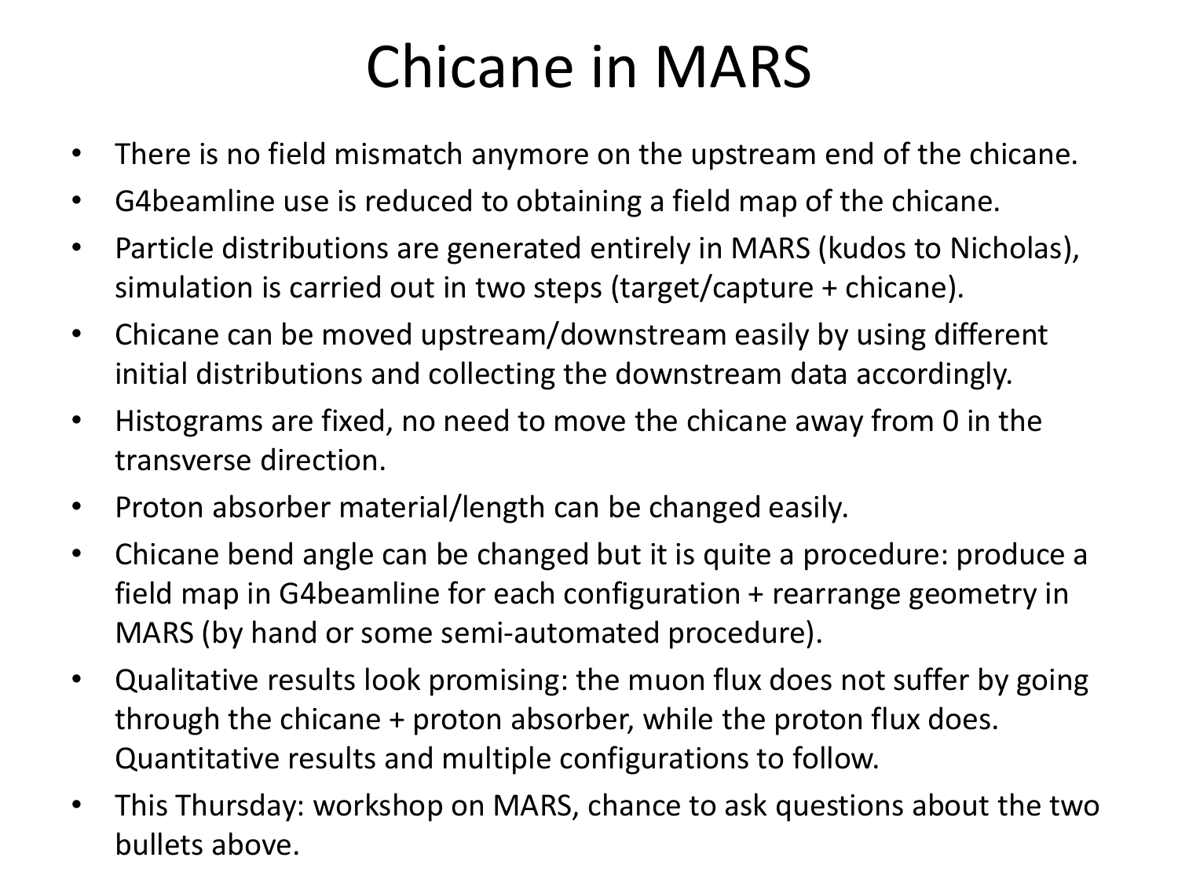# Chicane in MARS

- There is no field mismatch anymore on the upstream end of the chicane.
- G4beamline use is reduced to obtaining a field map of the chicane.
- Particle distributions are generated entirely in MARS (kudos to Nicholas), simulation is carried out in two steps (target/capture + chicane).
- Chicane can be moved upstream/downstream easily by using different initial distributions and collecting the downstream data accordingly.
- Histograms are fixed, no need to move the chicane away from 0 in the transverse direction.
- Proton absorber material/length can be changed easily.
- Chicane bend angle can be changed but it is quite a procedure: produce a field map in G4beamline for each configuration + rearrange geometry in MARS (by hand or some semi-automated procedure).
- Qualitative results look promising: the muon flux does not suffer by going through the chicane + proton absorber, while the proton flux does. Quantitative results and multiple configurations to follow.
- This Thursday: workshop on MARS, chance to ask questions about the two bullets above.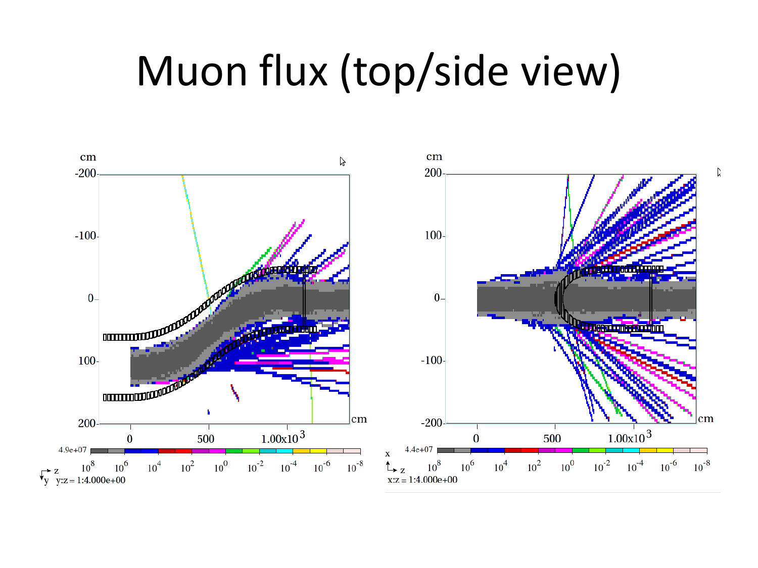# Muon flux (top/side view)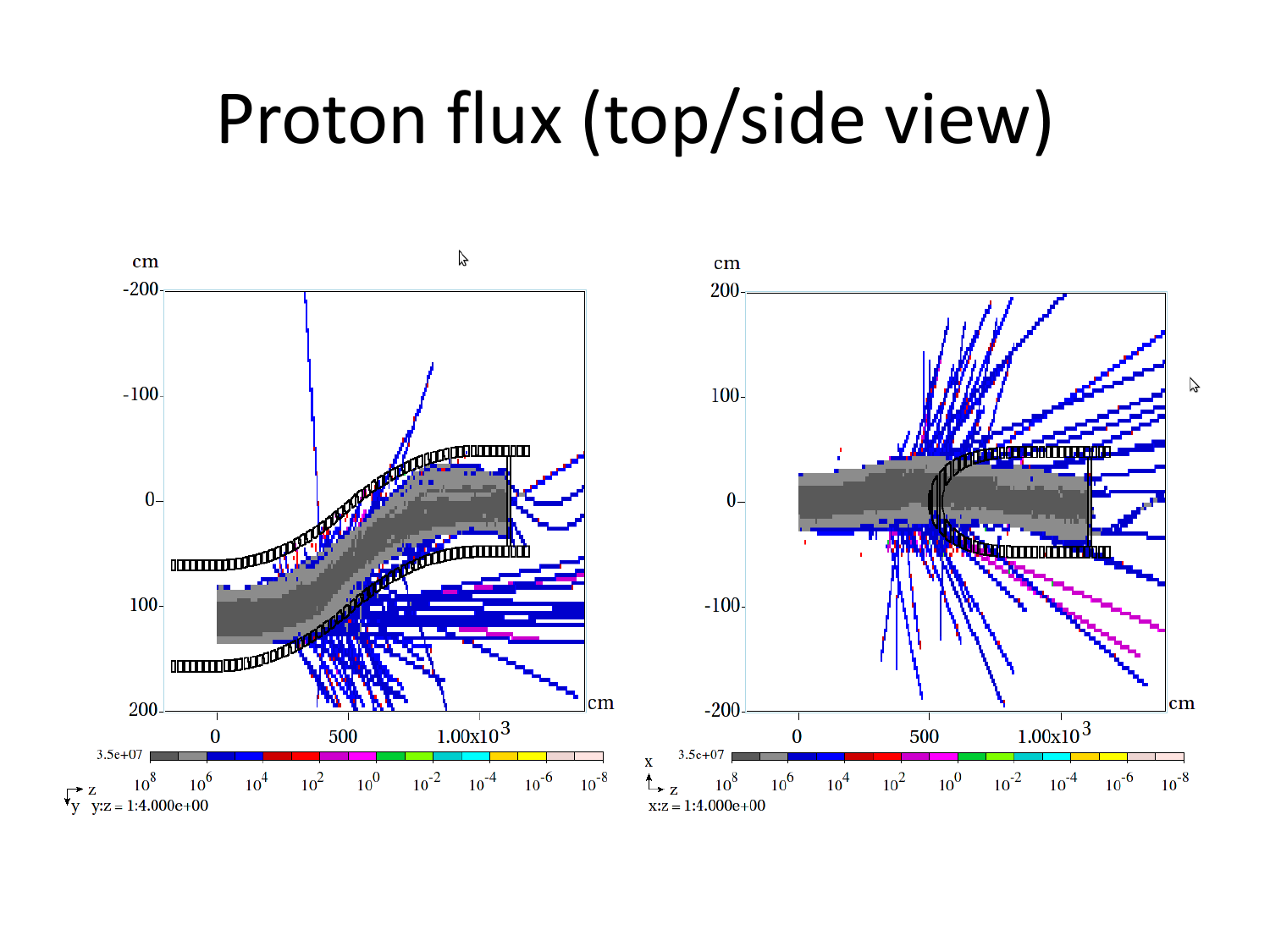# Proton flux (top/side view)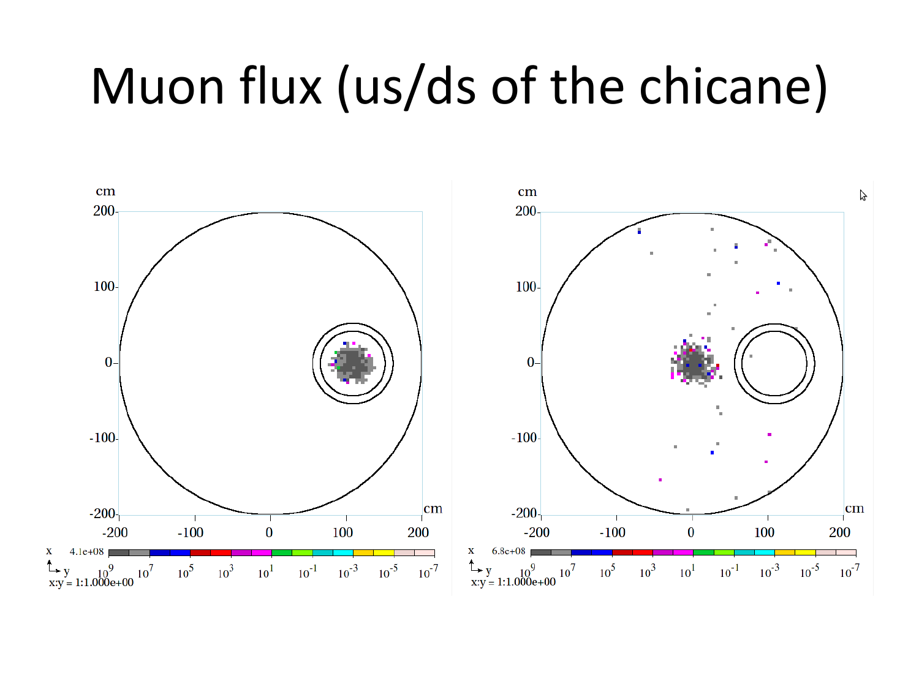# Muon flux (us/ds of the chicane)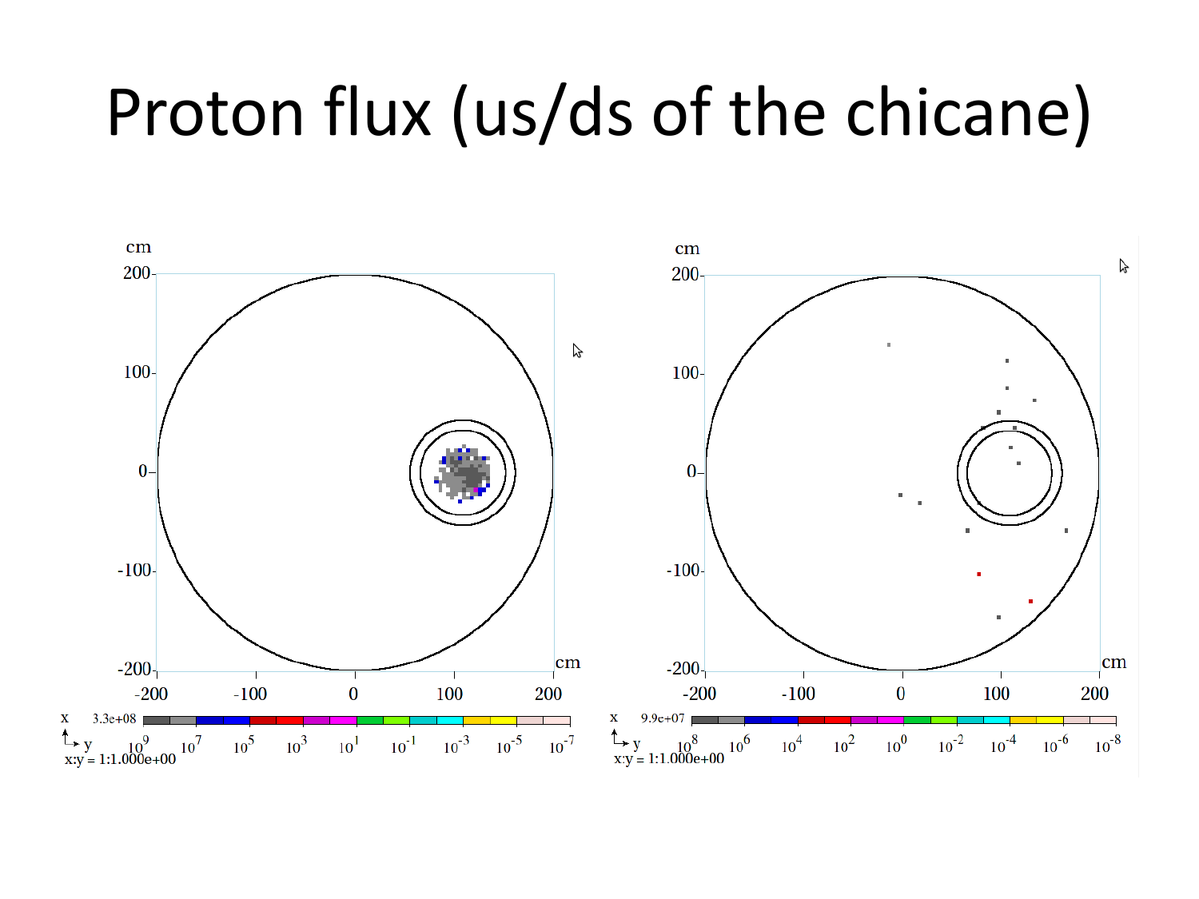# Proton flux (us/ds of the chicane)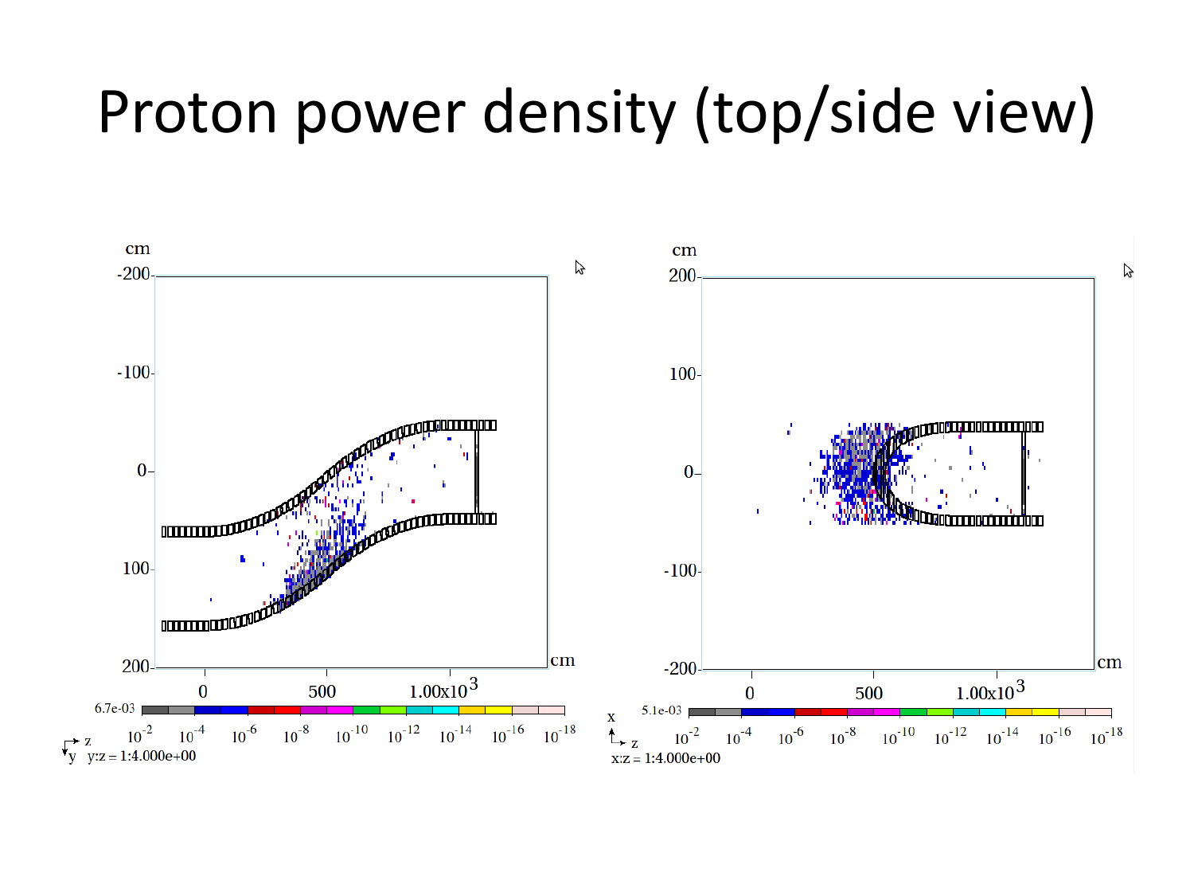# Proton power density (top/side view)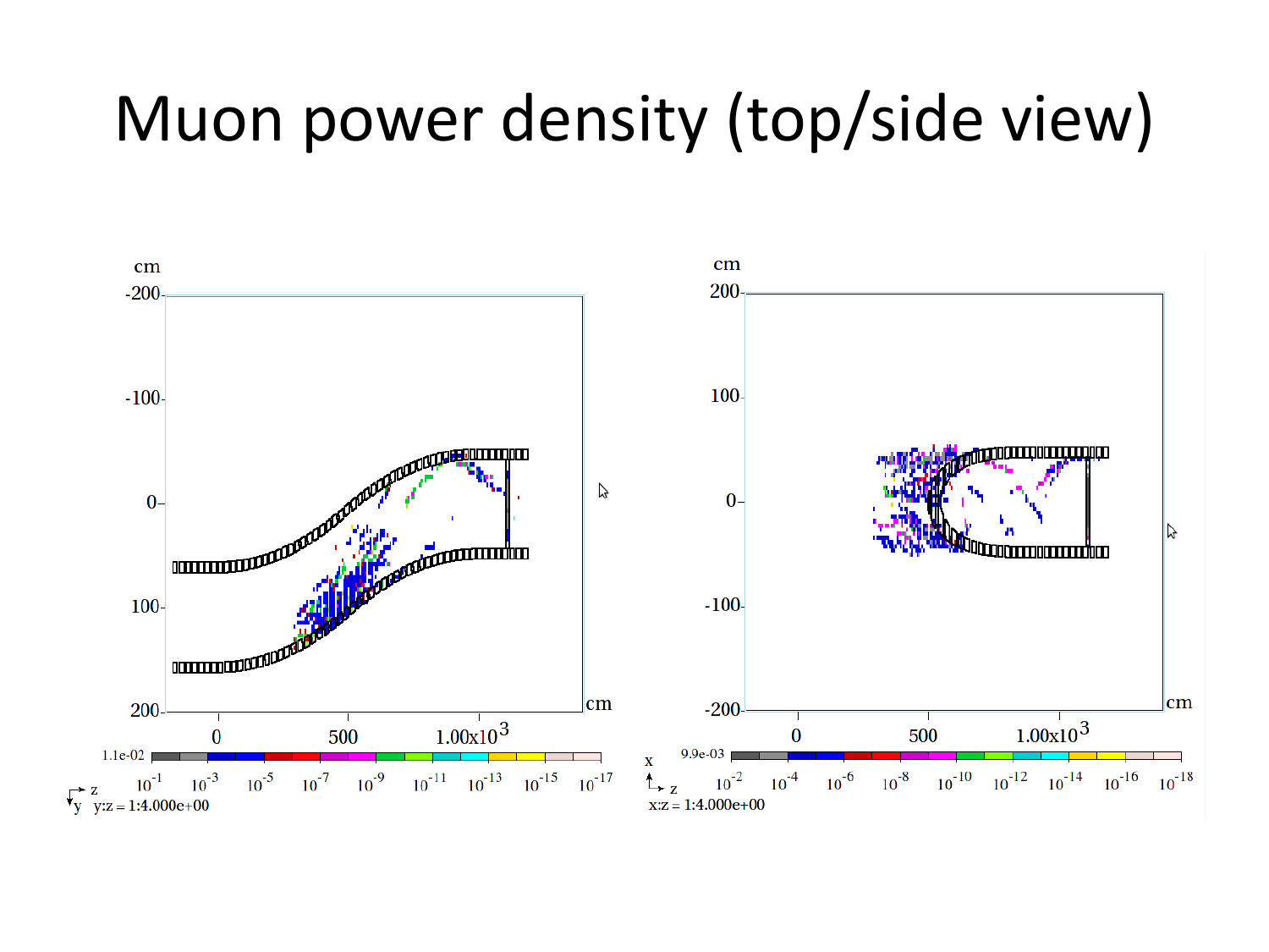# Muon power density (top/side view)

cm

-200

-100

0

100

200

0

500

$1.00\times10^3$

cm

1.1e-02

$10^{-1}$ $10^{-3}$ $10^{-5}$ $10^{-7}$ $10^{-9}$ $10^{-11}$ $10^{-13}$ $10^{-15}$ $10^{-17}$

z

y

y:z = 1:4.000e+00

cm

200

100

0

-100

-200

0

500

$1.00\times10^3$

cm

9.9e-03

$10^{-2}$ $10^{-4}$ $10^{-6}$ $10^{-8}$ $10^{-10}$ $10^{-12}$ $10^{-14}$ $10^{-16}$ $10^{-18}$

x

z

x:z = 1:4.000e+00